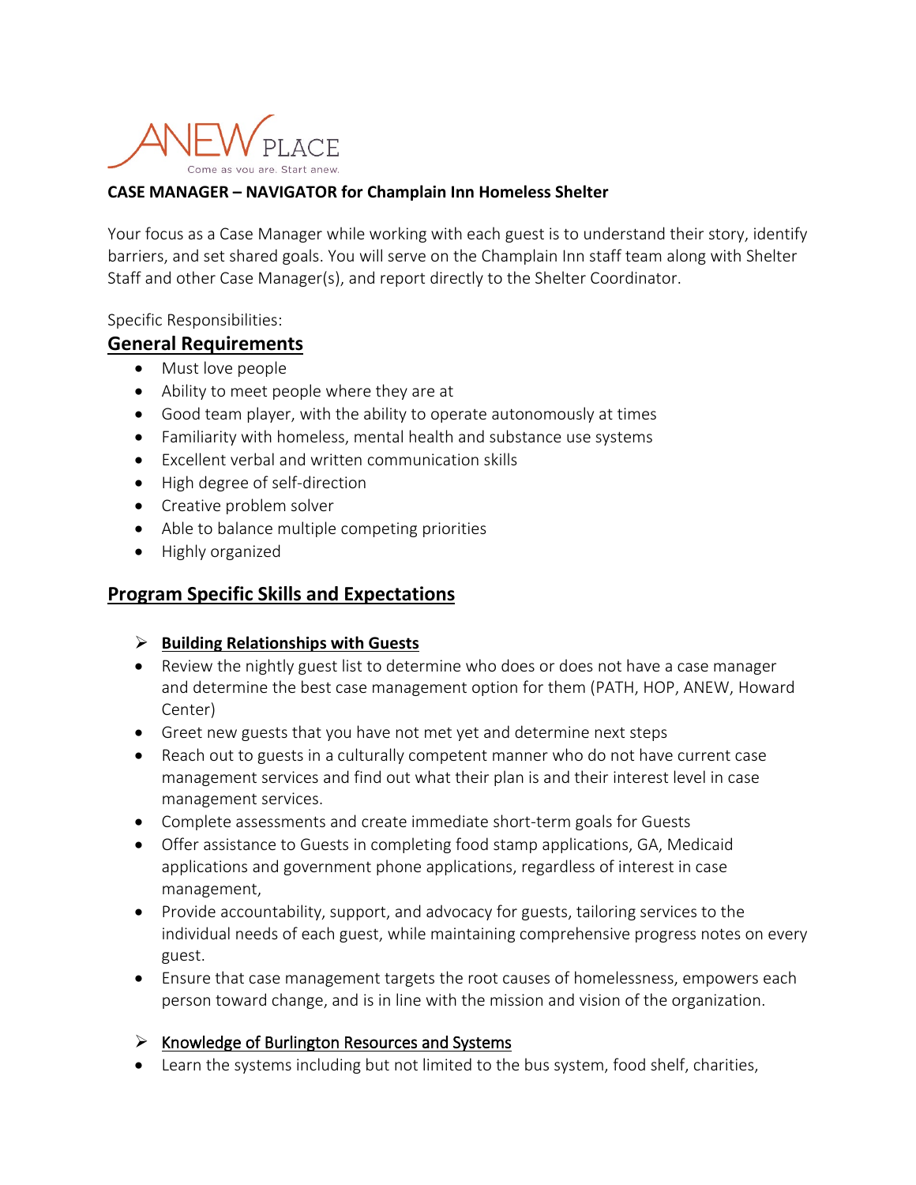ANEW PLACE

Come as you are. Start anew.

**CASE MANAGER – NAVIGATOR for Champlain Inn Homeless Shelter**

Your focus as a Case Manager while working with each guest is to understand their story, identify barriers, and set shared goals. You will serve on the Champlain Inn staff team along with Shelter Staff and other Case Manager(s), and report directly to the Shelter Coordinator.

Specific Responsibilities:

## General Requirements

- Must love people
- Ability to meet people where they are at
- Good team player, with the ability to operate autonomously at times
- Familiarity with homeless, mental health and substance use systems
- Excellent verbal and written communication skills
- High degree of self-direction
- Creative problem solver
- Able to balance multiple competing priorities
- Highly organized

## Program Specific Skills and Expectations

### Building Relationships with Guests

- Review the nightly guest list to determine who does or does not have a case manager and determine the best case management option for them (PATH, HOP, ANEW, Howard Center)
- Greet new guests that you have not met yet and determine next steps
- Reach out to guests in a culturally competent manner who do not have current case management services and find out what their plan is and their interest level in case management services.
- Complete assessments and create immediate short-term goals for Guests
- Offer assistance to Guests in completing food stamp applications, GA, Medicaid applications and government phone applications, regardless of interest in case management,
- Provide accountability, support, and advocacy for guests, tailoring services to the individual needs of each guest, while maintaining comprehensive progress notes on every guest.
- Ensure that case management targets the root causes of homelessness, empowers each person toward change, and is in line with the mission and vision of the organization.

### Knowledge of Burlington Resources and Systems

- Learn the systems including but not limited to the bus system, food shelf, charities,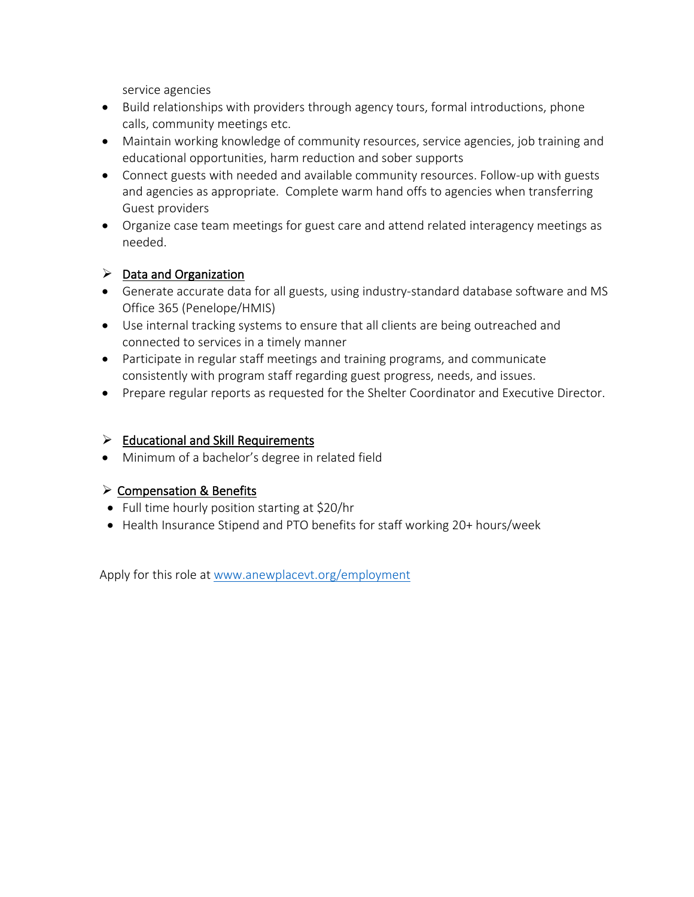service agencies

- Build relationships with providers through agency tours, formal introductions, phone calls, community meetings etc.
- Maintain working knowledge of community resources, service agencies, job training and educational opportunities, harm reduction and sober supports
- Connect guests with needed and available community resources. Follow-up with guests and agencies as appropriate. Complete warm hand offs to agencies when transferring Guest providers
- Organize case team meetings for guest care and attend related interagency meetings as needed.

➢ <u>Data and Organization</u>

- Generate accurate data for all guests, using industry-standard database software and MS Office 365 (Penelope/HMIS)
- Use internal tracking systems to ensure that all clients are being outreached and connected to services in a timely manner
- Participate in regular staff meetings and training programs, and communicate consistently with program staff regarding guest progress, needs, and issues.
- Prepare regular reports as requested for the Shelter Coordinator and Executive Director.

➢ <u>Educational and Skill Requirements</u>

- Minimum of a bachelor's degree in related field

➢ <u>Compensation & Benefits</u>

- Full time hourly position starting at $20/hr
- Health Insurance Stipend and PTO benefits for staff working 20+ hours/week

Apply for this role at [www.anewplacevt.org/employment](http://www.anewplacevt.org/employment)